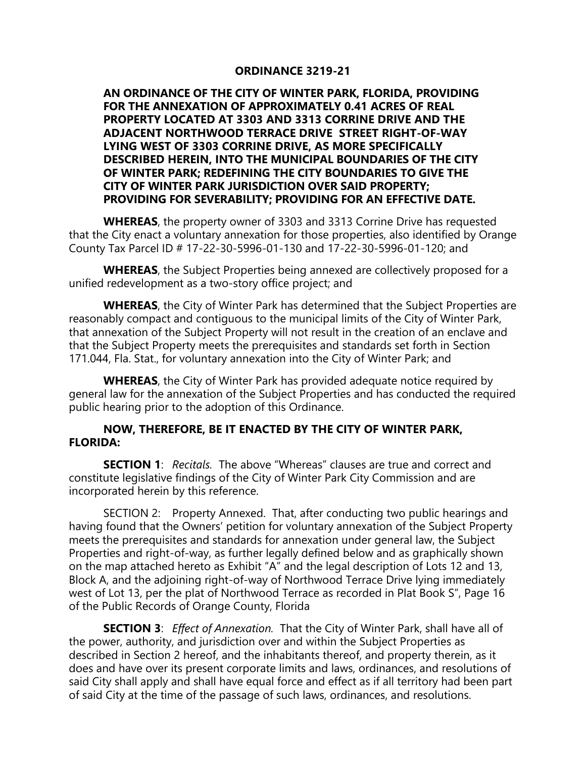**ORDINANCE 3219-21**

**AN ORDINANCE OF THE CITY OF WINTER PARK, FLORIDA, PROVIDING FOR THE ANNEXATION OF APPROXIMATELY 0.41 ACRES OF REAL PROPERTY LOCATED AT 3303 AND 3313 CORRINE DRIVE AND THE ADJACENT NORTHWOOD TERRACE DRIVE STREET RIGHT-OF-WAY LYING WEST OF 3303 CORRINE DRIVE, AS MORE SPECIFICALLY DESCRIBED HEREIN, INTO THE MUNICIPAL BOUNDARIES OF THE CITY OF WINTER PARK; REDEFINING THE CITY BOUNDARIES TO GIVE THE CITY OF WINTER PARK JURISDICTION OVER SAID PROPERTY; PROVIDING FOR SEVERABILITY; PROVIDING FOR AN EFFECTIVE DATE.**

**WHEREAS**, the property owner of 3303 and 3313 Corrine Drive has requested that the City enact a voluntary annexation for those properties, also identified by Orange County Tax Parcel ID # 17-22-30-5996-01-130 and 17-22-30-5996-01-120; and

**WHEREAS**, the Subject Properties being annexed are collectively proposed for a unified redevelopment as a two-story office project; and

**WHEREAS**, the City of Winter Park has determined that the Subject Properties are reasonably compact and contiguous to the municipal limits of the City of Winter Park, that annexation of the Subject Property will not result in the creation of an enclave and that the Subject Property meets the prerequisites and standards set forth in Section 171.044, Fla. Stat., for voluntary annexation into the City of Winter Park; and

**WHEREAS**, the City of Winter Park has provided adequate notice required by general law for the annexation of the Subject Properties and has conducted the required public hearing prior to the adoption of this Ordinance.

**NOW, THEREFORE, BE IT ENACTED BY THE CITY OF WINTER PARK, FLORIDA:**

**SECTION 1**: *Recitals.* The above "Whereas" clauses are true and correct and constitute legislative findings of the City of Winter Park City Commission and are incorporated herein by this reference.

SECTION 2: Property Annexed. That, after conducting two public hearings and having found that the Owners' petition for voluntary annexation of the Subject Property meets the prerequisites and standards for annexation under general law, the Subject Properties and right-of-way, as further legally defined below and as graphically shown on the map attached hereto as Exhibit "A" and the legal description of Lots 12 and 13, Block A, and the adjoining right-of-way of Northwood Terrace Drive lying immediately west of Lot 13, per the plat of Northwood Terrace as recorded in Plat Book S", Page 16 of the Public Records of Orange County, Florida

**SECTION 3**: *Effect of Annexation.* That the City of Winter Park, shall have all of the power, authority, and jurisdiction over and within the Subject Properties as described in Section 2 hereof, and the inhabitants thereof, and property therein, as it does and have over its present corporate limits and laws, ordinances, and resolutions of said City shall apply and shall have equal force and effect as if all territory had been part of said City at the time of the passage of such laws, ordinances, and resolutions.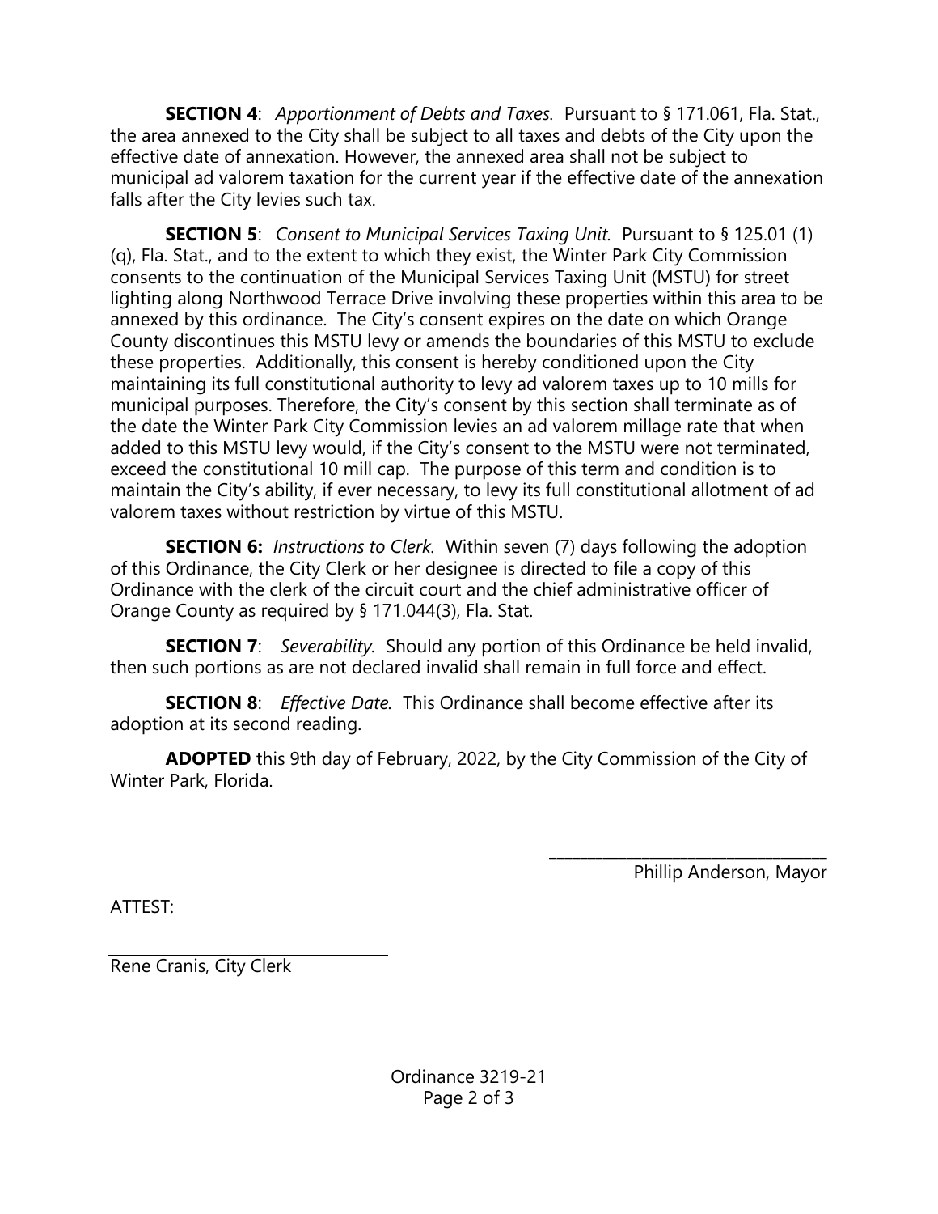**SECTION 4**: *Apportionment of Debts and Taxes.* Pursuant to § 171.061, Fla. Stat., the area annexed to the City shall be subject to all taxes and debts of the City upon the effective date of annexation. However, the annexed area shall not be subject to municipal ad valorem taxation for the current year if the effective date of the annexation falls after the City levies such tax.

**SECTION 5**: *Consent to Municipal Services Taxing Unit.* Pursuant to § 125.01 (1) (q), Fla. Stat., and to the extent to which they exist, the Winter Park City Commission consents to the continuation of the Municipal Services Taxing Unit (MSTU) for street lighting along Northwood Terrace Drive involving these properties within this area to be annexed by this ordinance. The City's consent expires on the date on which Orange County discontinues this MSTU levy or amends the boundaries of this MSTU to exclude these properties. Additionally, this consent is hereby conditioned upon the City maintaining its full constitutional authority to levy ad valorem taxes up to 10 mills for municipal purposes. Therefore, the City's consent by this section shall terminate as of the date the Winter Park City Commission levies an ad valorem millage rate that when added to this MSTU levy would, if the City's consent to the MSTU were not terminated, exceed the constitutional 10 mill cap. The purpose of this term and condition is to maintain the City's ability, if ever necessary, to levy its full constitutional allotment of ad valorem taxes without restriction by virtue of this MSTU.

**SECTION 6:** *Instructions to Clerk.* Within seven (7) days following the adoption of this Ordinance, the City Clerk or her designee is directed to file a copy of this Ordinance with the clerk of the circuit court and the chief administrative officer of Orange County as required by § 171.044(3), Fla. Stat.

**SECTION 7**: *Severability.* Should any portion of this Ordinance be held invalid, then such portions as are not declared invalid shall remain in full force and effect.

**SECTION 8**: *Effective Date.* This Ordinance shall become effective after its adoption at its second reading.

**ADOPTED** this 9th day of February, 2022, by the City Commission of the City of Winter Park, Florida.

\_\_\_\_\_\_\_\_\_\_\_\_\_\_\_\_\_\_\_\_\_\_\_\_\_\_\_\_\_\_\_\_\_\_\_\_
Phillip Anderson, Mayor

ATTEST:

\_\_\_\_\_\_\_\_\_\_\_\_\_\_\_\_\_\_\_\_\_\_\_\_\_\_\_\_\_\_\_\_\_\_\_\_
Rene Cranis, City Clerk

Ordinance 3219-21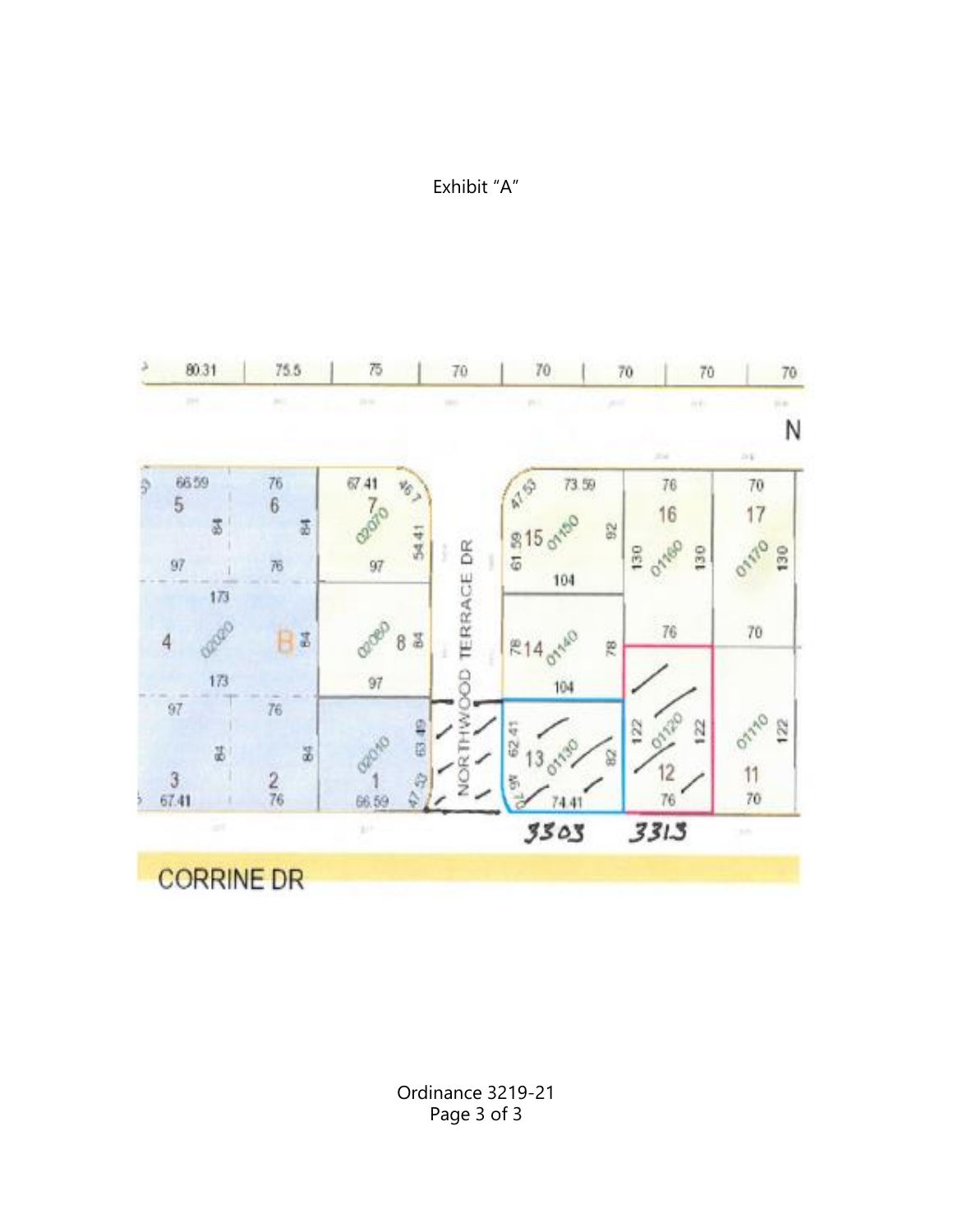Exhibit "A"

N

NORTHWOOD TERRACE DR

CORRINE DR

3303

3313

80.31
75.5
75
70
70
70
70
70

66.59
5
84
97
76
6
84
76
67.41
7
02070
97
54.41
47.53
73.59
15
01150
61.59
92
104
76
16
01160
130
130
70
17
01170
130

173
4
02020
B
84
173
02080
8
84
97
78
14
01140
78
104
76
70

97
76
84
3
67.41
84
2
76
02010
1
66.59
63.49
47.53
62.41
13
01130
82
74.41
122
01120
122
12
76
01110
122
11
70